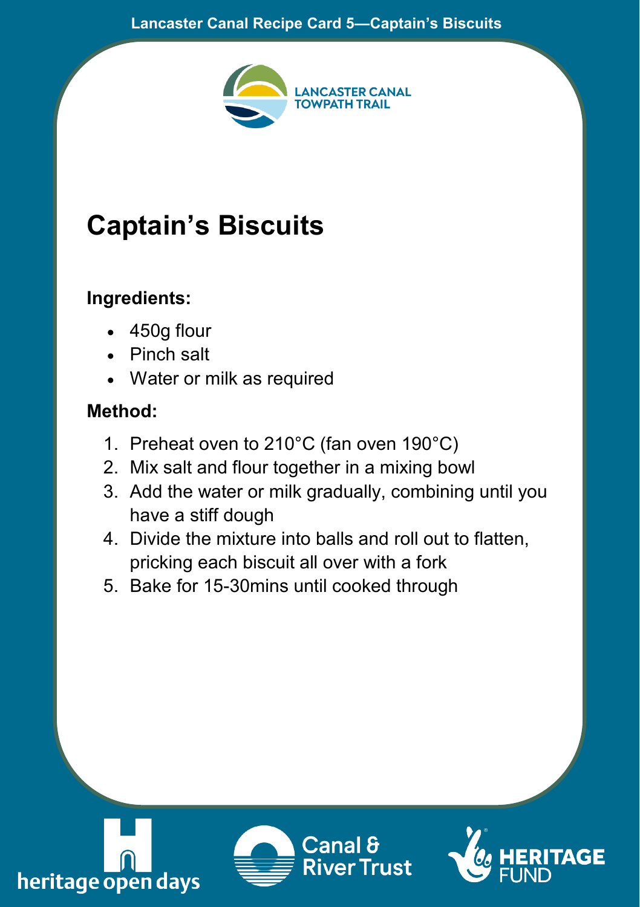# Captain's Biscuits

**Ingredients:**

- 450g flour
- Pinch salt
- Water or milk as required

**Method:**

1. Preheat oven to 210°C (fan oven 190°C)
2. Mix salt and flour together in a mixing bowl
3. Add the water or milk gradually, combining until you have a stiff dough
4. Divide the mixture into balls and roll out to flatten, pricking each biscuit all over with a fork
5. Bake for 15-30mins until cooked through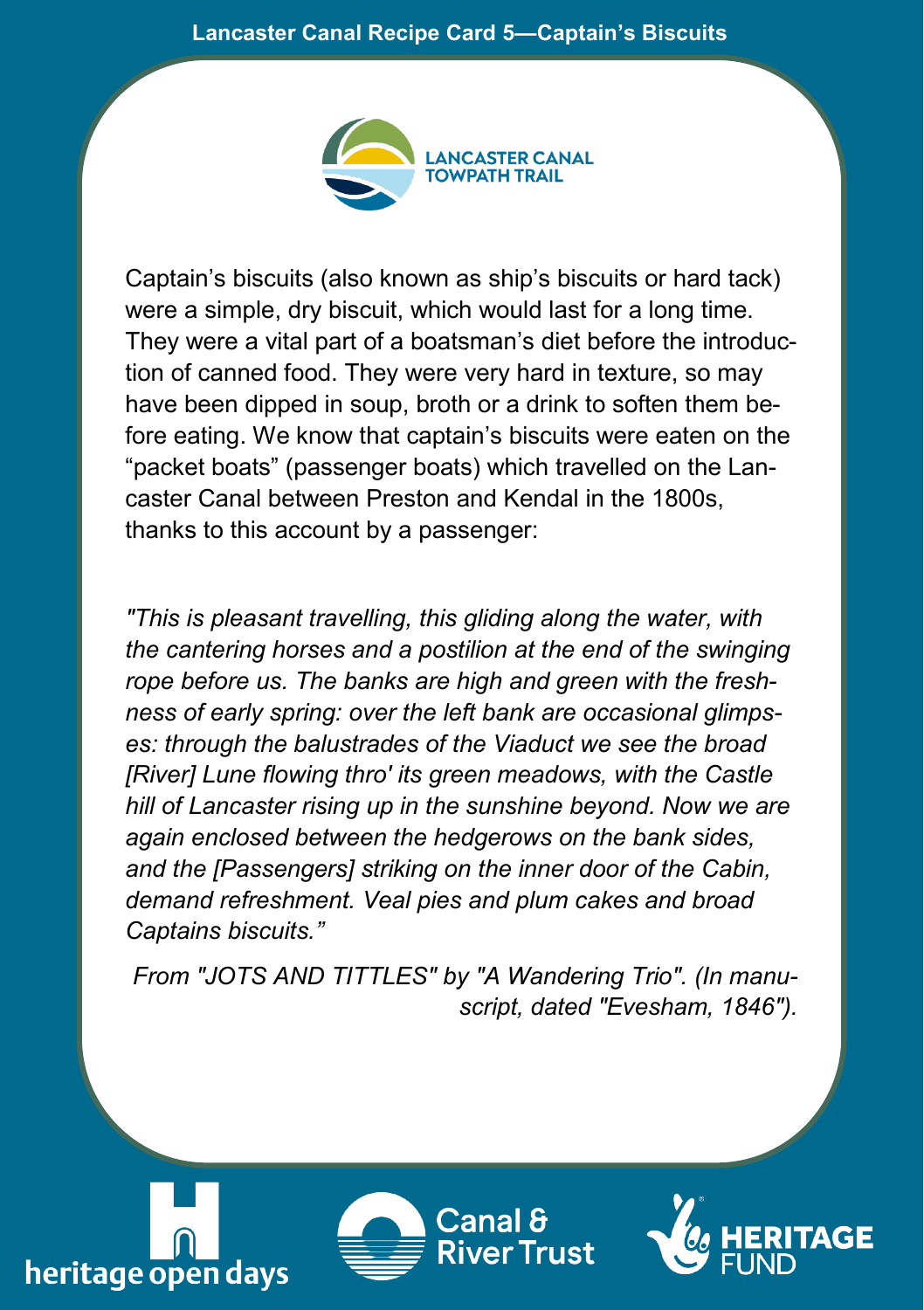# Lancaster Canal Recipe Card 5—Captain's Biscuits

LANCASTER CANAL
TOWPATH TRAIL

Captain's biscuits (also known as ship's biscuits or hard tack) were a simple, dry biscuit, which would last for a long time. They were a vital part of a boatsman's diet before the introduction of canned food. They were very hard in texture, so may have been dipped in soup, broth or a drink to soften them before eating. We know that captain's biscuits were eaten on the "packet boats" (passenger boats) which travelled on the Lancaster Canal between Preston and Kendal in the 1800s, thanks to this account by a passenger:

*"This is pleasant travelling, this gliding along the water, with the cantering horses and a postilion at the end of the swinging rope before us. The banks are high and green with the freshness of early spring: over the left bank are occasional glimpses: through the balustrades of the Viaduct we see the broad [River] Lune flowing thro' its green meadows, with the Castle hill of Lancaster rising up in the sunshine beyond. Now we are again enclosed between the hedgerows on the bank sides, and the [Passengers] striking on the inner door of the Cabin, demand refreshment. Veal pies and plum cakes and broad Captains biscuits."*

*From "JOTS AND TITTLES" by "A Wandering Trio". (In manuscript, dated "Evesham, 1846").*

heritage open days

Canal & River Trust

HERITAGE FUND